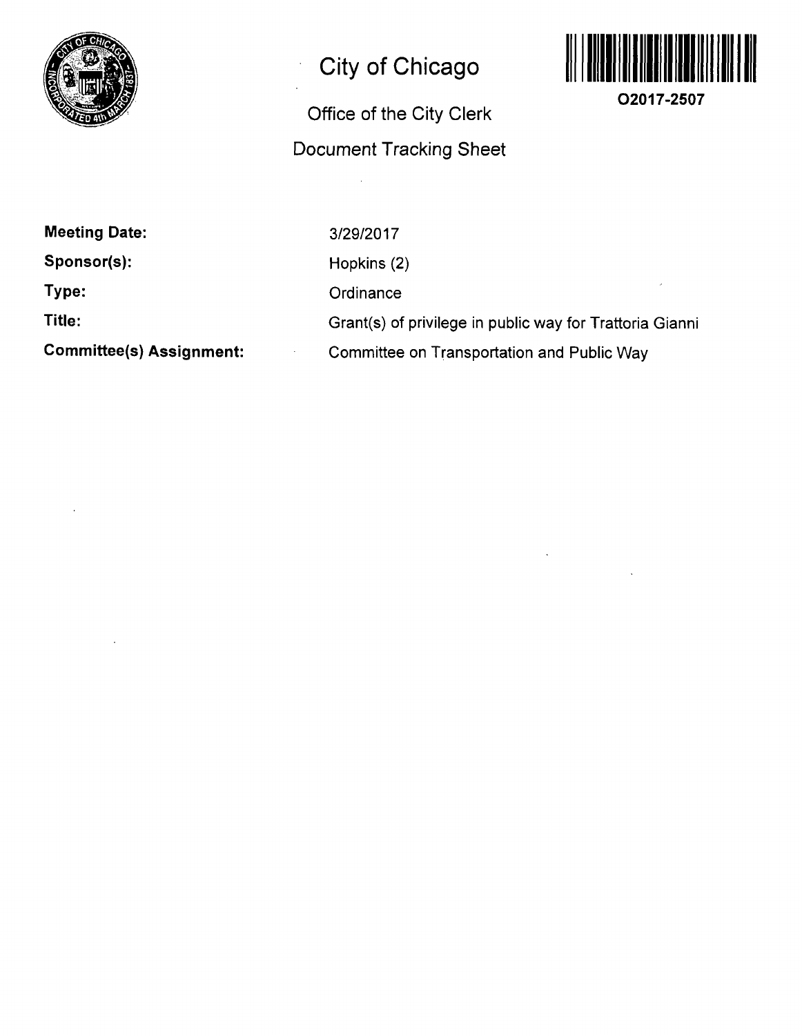# City of Chicago

## Office of the City Clerk

## Document Tracking Sheet

O2017-2507

| | |
|---|---|
| **Meeting Date:** | 3/29/2017 |
| **Sponsor(s):** | Hopkins (2) |
| **Type:** | Ordinance |
| **Title:** | Grant(s) of privilege in public way for Trattoria Gianni |
| **Committee(s) Assignment:** | Committee on Transportation and Public Way |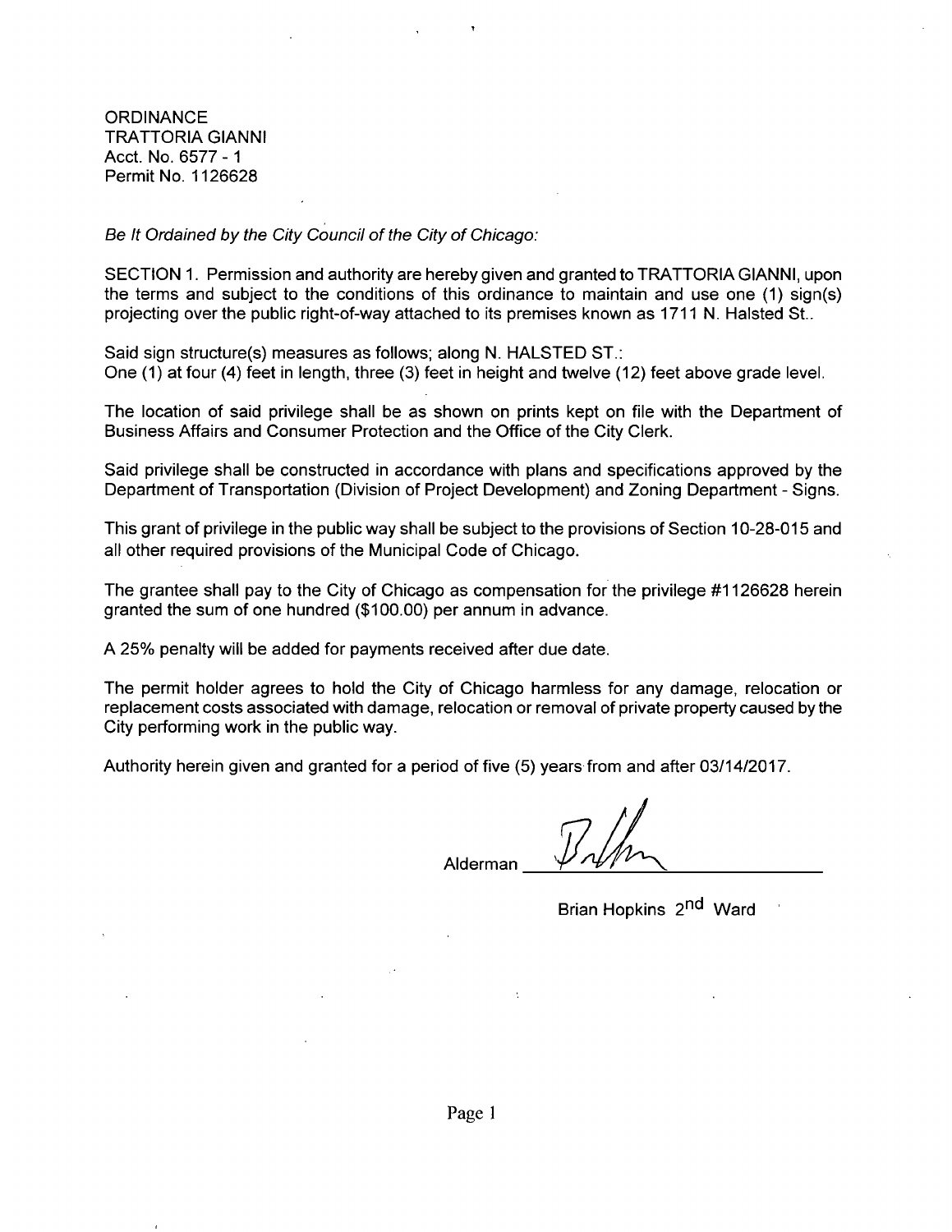ORDINANCE
TRATTORIA GIANNI
Acct. No. 6577 - 1
Permit No. 1126628

*Be It Ordained by the City Council of the City of Chicago:*

SECTION 1. Permission and authority are hereby given and granted to TRATTORIA GIANNI, upon the terms and subject to the conditions of this ordinance to maintain and use one (1) sign(s) projecting over the public right-of-way attached to its premises known as 1711 N. Halsted St..

Said sign structure(s) measures as follows; along N. HALSTED ST.:
One (1) at four (4) feet in length, three (3) feet in height and twelve (12) feet above grade level.

The location of said privilege shall be as shown on prints kept on file with the Department of Business Affairs and Consumer Protection and the Office of the City Clerk.

Said privilege shall be constructed in accordance with plans and specifications approved by the Department of Transportation (Division of Project Development) and Zoning Department - Signs.

This grant of privilege in the public way shall be subject to the provisions of Section 10-28-015 and all other required provisions of the Municipal Code of Chicago.

The grantee shall pay to the City of Chicago as compensation for the privilege #1126628 herein granted the sum of one hundred ($100.00) per annum in advance.

A 25% penalty will be added for payments received after due date.

The permit holder agrees to hold the City of Chicago harmless for any damage, relocation or replacement costs associated with damage, relocation or removal of private property caused by the City performing work in the public way.

Authority herein given and granted for a period of five (5) years from and after 03/14/2017.

Alderman ______________________

Brian Hopkins 2nd Ward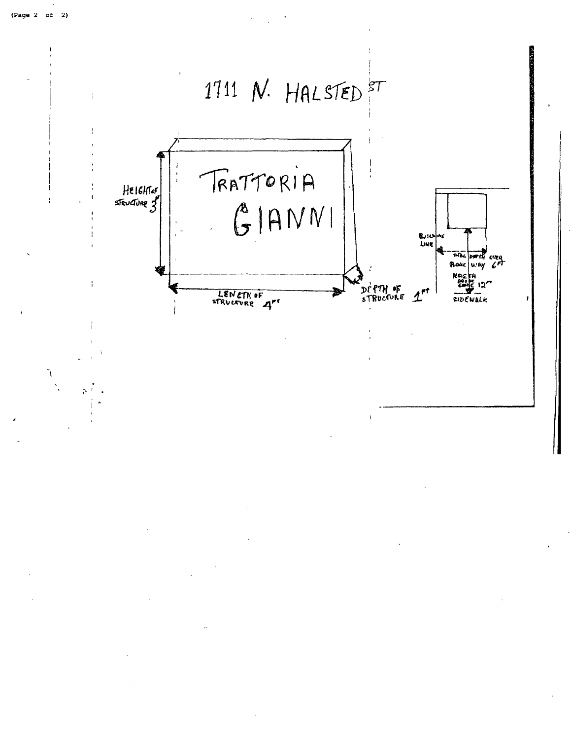1711 N. HALSTED ST

TRATTORIA GIANNI

HEIGHT OF STRUCTURE 3'

LENGTH OF STRUCTURE 4FT

DEPTH OF STRUCTURE 1FT

BUILDING LINE

TOTAL DEPTH OVER PUBLIC WAY 6FT

HEIGTH ABOVE GRADE 12"

SIDEWALK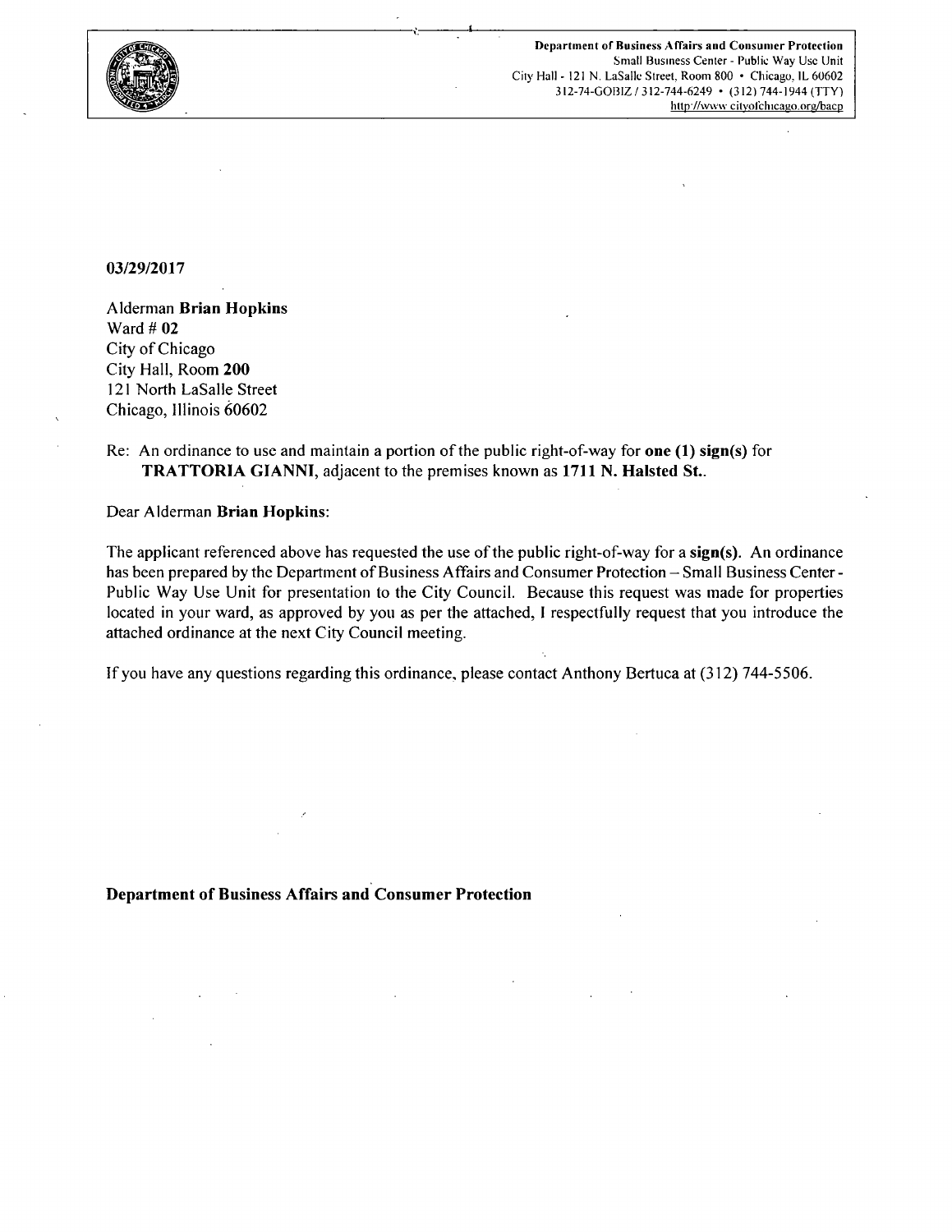**Department of Business Affairs and Consumer Protection**
Small Business Center - Public Way Use Unit
City Hall - 121 N. LaSalle Street, Room 800 • Chicago, IL 60602
312-74-GOBIZ / 312-744-6249 • (312) 744-1944 (TTY)
http://www.cityofchicago.org/bacp

**03/29/2017**

Alderman **Brian Hopkins**
Ward # **02**
City of Chicago
City Hall, Room **200**
121 North LaSalle Street
Chicago, Illinois 60602

Re: An ordinance to use and maintain a portion of the public right-of-way for **one (1) sign(s)** for **TRATTORIA GIANNI**, adjacent to the premises known as **1711 N. Halsted St.**.

Dear Alderman **Brian Hopkins**:

The applicant referenced above has requested the use of the public right-of-way for a **sign(s)**. An ordinance has been prepared by the Department of Business Affairs and Consumer Protection – Small Business Center - Public Way Use Unit for presentation to the City Council. Because this request was made for properties located in your ward, as approved by you as per the attached, I respectfully request that you introduce the attached ordinance at the next City Council meeting.

If you have any questions regarding this ordinance, please contact Anthony Bertuca at (312) 744-5506.

**Department of Business Affairs and Consumer Protection**